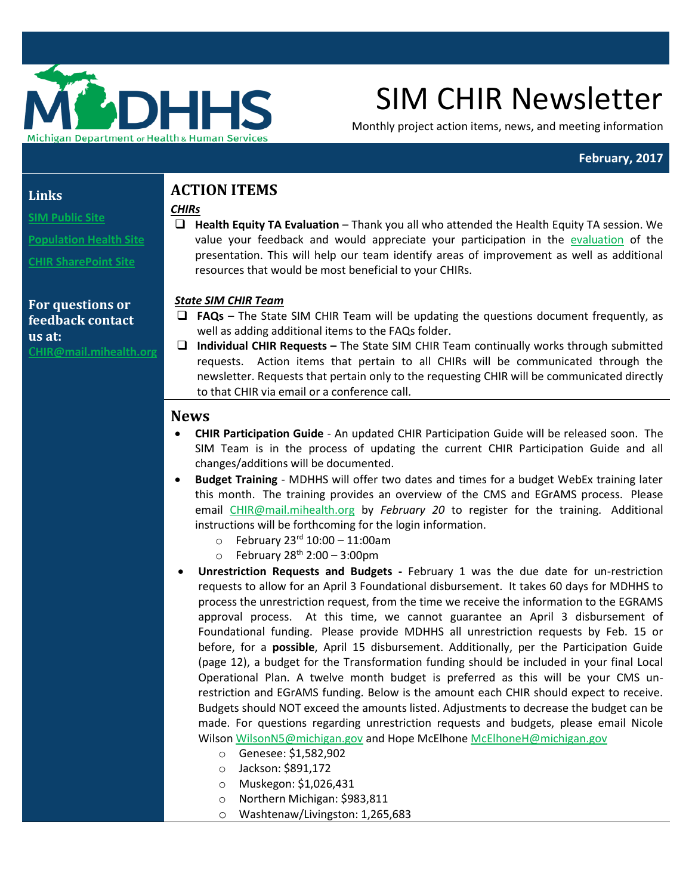# SIM CHIR Newsletter

Monthly project action items, news, and meeting information

**February, 2017**

**Links**

SIM Public Site

Population Health Site

CHIR SharePoint Site

**For questions or feedback contact us at:**

CHIR@mail.mihealth.org

## ACTION ITEMS

***CHIRs***

- **Health Equity TA Evaluation** – Thank you all who attended the Health Equity TA session. We value your feedback and would appreciate your participation in the evaluation of the presentation. This will help our team identify areas of improvement as well as additional resources that would be most beneficial to your CHIRs.

***State SIM CHIR Team***

- **FAQs** – The State SIM CHIR Team will be updating the questions document frequently, as well as adding additional items to the FAQs folder.
- **Individual CHIR Requests –** The State SIM CHIR Team continually works through submitted requests. Action items that pertain to all CHIRs will be communicated through the newsletter. Requests that pertain only to the requesting CHIR will be communicated directly to that CHIR via email or a conference call.

## News

- **CHIR Participation Guide** - An updated CHIR Participation Guide will be released soon. The SIM Team is in the process of updating the current CHIR Participation Guide and all changes/additions will be documented.
- **Budget Training** - MDHHS will offer two dates and times for a budget WebEx training later this month. The training provides an overview of the CMS and EGrAMS process. Please email CHIR@mail.mihealth.org by *February 20* to register for the training. Additional instructions will be forthcoming for the login information.
  - February 23rd 10:00 – 11:00am
  - February 28th 2:00 – 3:00pm
- **Unrestriction Requests and Budgets -** February 1 was the due date for un-restriction requests to allow for an April 3 Foundational disbursement. It takes 60 days for MDHHS to process the unrestriction request, from the time we receive the information to the EGRAMS approval process. At this time, we cannot guarantee an April 3 disbursement of Foundational funding. Please provide MDHHS all unrestriction requests by Feb. 15 or before, for a **possible**, April 15 disbursement. Additionally, per the Participation Guide (page 12), a budget for the Transformation funding should be included in your final Local Operational Plan. A twelve month budget is preferred as this will be your CMS un-restriction and EGrAMS funding. Below is the amount each CHIR should expect to receive. Budgets should NOT exceed the amounts listed. Adjustments to decrease the budget can be made. For questions regarding unrestriction requests and budgets, please email Nicole Wilson WilsonN5@michigan.gov and Hope McElhone McElhoneH@michigan.gov
  - Genesee: $1,582,902
  - Jackson: $891,172
  - Muskegon: $1,026,431
  - Northern Michigan: $983,811
  - Washtenaw/Livingston: 1,265,683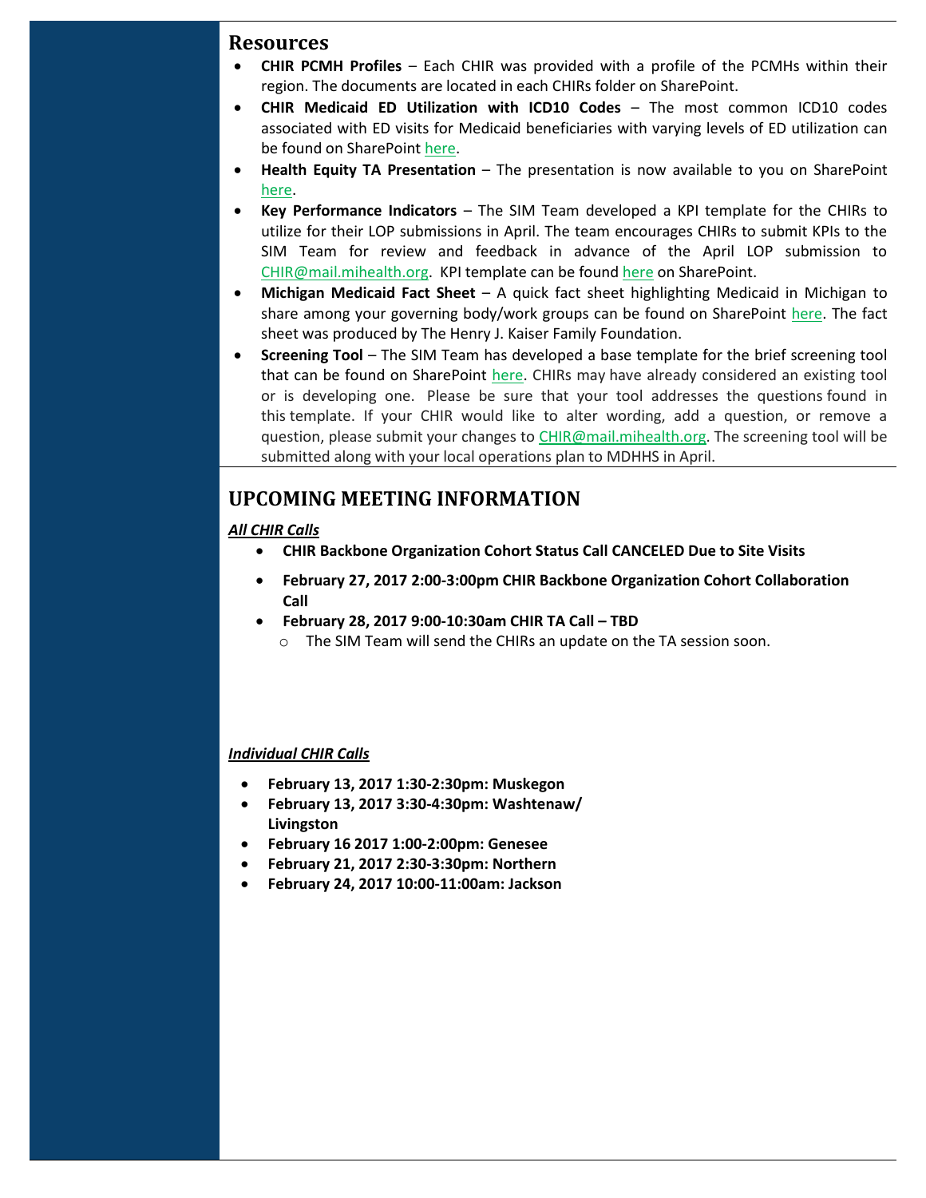## Resources

- **CHIR PCMH Profiles** – Each CHIR was provided with a profile of the PCMHs within their region. The documents are located in each CHIRs folder on SharePoint.
- **CHIR Medicaid ED Utilization with ICD10 Codes** – The most common ICD10 codes associated with ED visits for Medicaid beneficiaries with varying levels of ED utilization can be found on SharePoint here.
- **Health Equity TA Presentation** – The presentation is now available to you on SharePoint here.
- **Key Performance Indicators** – The SIM Team developed a KPI template for the CHIRs to utilize for their LOP submissions in April. The team encourages CHIRs to submit KPIs to the SIM Team for review and feedback in advance of the April LOP submission to CHIR@mail.mihealth.org. KPI template can be found here on SharePoint.
- **Michigan Medicaid Fact Sheet** – A quick fact sheet highlighting Medicaid in Michigan to share among your governing body/work groups can be found on SharePoint here. The fact sheet was produced by The Henry J. Kaiser Family Foundation.
- **Screening Tool** – The SIM Team has developed a base template for the brief screening tool that can be found on SharePoint here. CHIRs may have already considered an existing tool or is developing one. Please be sure that your tool addresses the questions found in this template. If your CHIR would like to alter wording, add a question, or remove a question, please submit your changes to CHIR@mail.mihealth.org. The screening tool will be submitted along with your local operations plan to MDHHS in April.

## UPCOMING MEETING INFORMATION

***All CHIR Calls***

- **CHIR Backbone Organization Cohort Status Call CANCELED Due to Site Visits**
- **February 27, 2017 2:00-3:00pm CHIR Backbone Organization Cohort Collaboration Call**
- **February 28, 2017 9:00-10:30am CHIR TA Call – TBD**
  - The SIM Team will send the CHIRs an update on the TA session soon.

***Individual CHIR Calls***

- **February 13, 2017 1:30-2:30pm: Muskegon**
- **February 13, 2017 3:30-4:30pm: Washtenaw/ Livingston**
- **February 16 2017 1:00-2:00pm: Genesee**
- **February 21, 2017 2:30-3:30pm: Northern**
- **February 24, 2017 10:00-11:00am: Jackson**